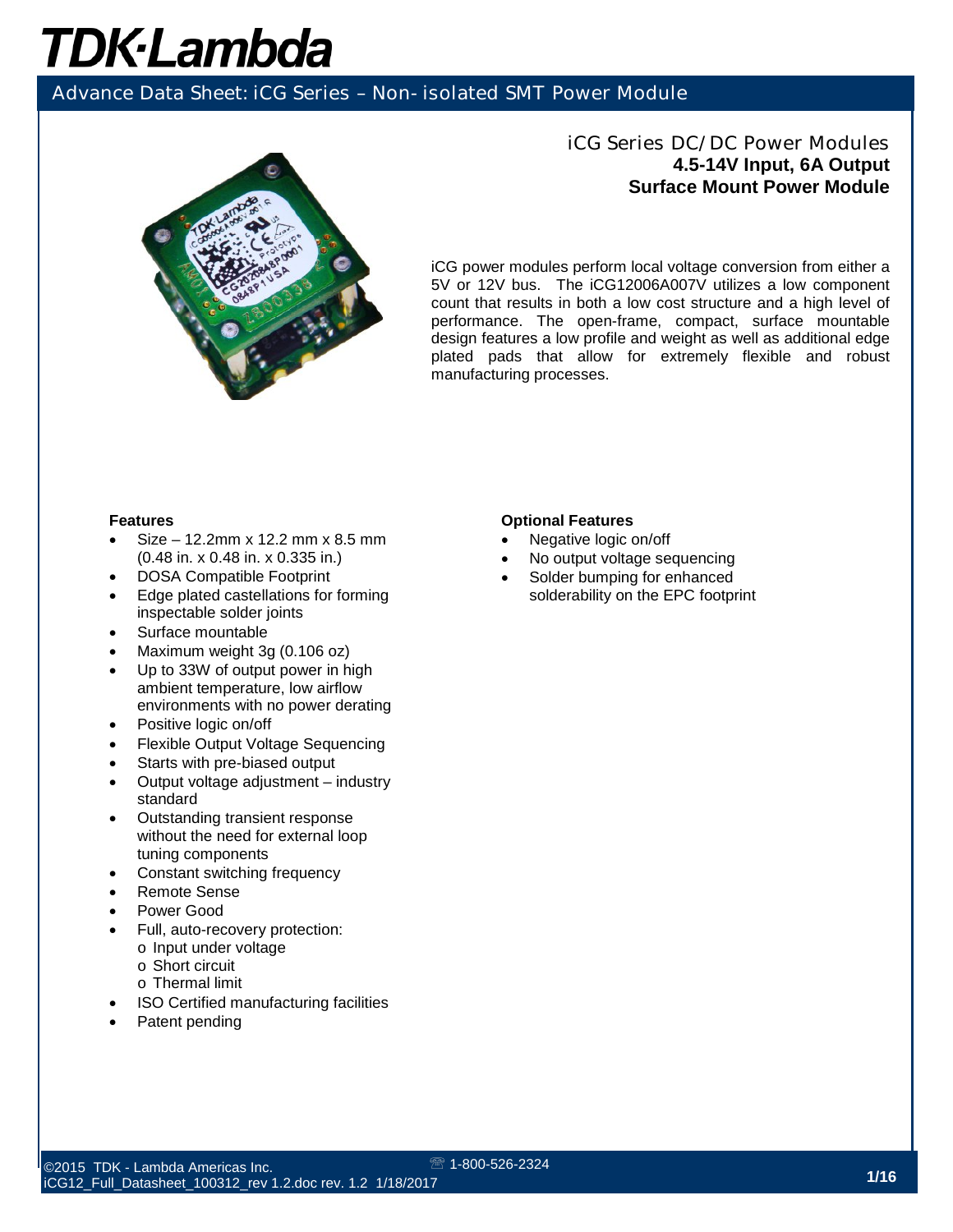# TDK·Lambda

## Advance Data Sheet: iCG Series – Non-isolated SMT Power Module

### iCG Series DC/DC Power Modules
**4.5-14V Input, 6A Output**
**Surface Mount Power Module**

iCG power modules perform local voltage conversion from either a 5V or 12V bus. The iCG12006A007V utilizes a low component count that results in both a low cost structure and a high level of performance. The open-frame, compact, surface mountable design features a low profile and weight as well as additional edge plated pads that allow for extremely flexible and robust manufacturing processes.

**Features**

- Size – 12.2mm x 12.2 mm x 8.5 mm (0.48 in. x 0.48 in. x 0.335 in.)
- DOSA Compatible Footprint
- Edge plated castellations for forming inspectable solder joints
- Surface mountable
- Maximum weight 3g (0.106 oz)
- Up to 33W of output power in high ambient temperature, low airflow environments with no power derating
- Positive logic on/off
- Flexible Output Voltage Sequencing
- Starts with pre-biased output
- Output voltage adjustment – industry standard
- Outstanding transient response without the need for external loop tuning components
- Constant switching frequency
- Remote Sense
- Power Good
- Full, auto-recovery protection:
  - Input under voltage
  - Short circuit
  - Thermal limit
- ISO Certified manufacturing facilities
- Patent pending

**Optional Features**

- Negative logic on/off
- No output voltage sequencing
- Solder bumping for enhanced solderability on the EPC footprint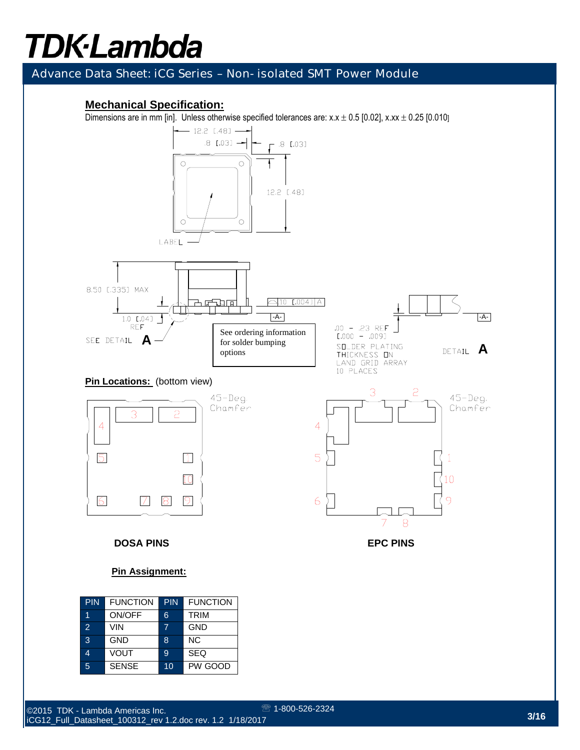## Mechanical Specification:

Dimensions are in mm [in]. Unless otherwise specified tolerances are: x.x ± 0.5 [0.02], x.xx ± 0.25 [0.010]

12.2 [.48]
.8 [.03]
.8 [.03]
12.2 [.48]
LABEL

8.50 [.335] MAX
1.0 [.04] REF
SEE DETAIL **A**
.10 [.004] A
-A-

See ordering information for solder bumping options

.00 – .23 REF [.000 – .009]
SOLDER PLATING THICKNESS ON LAND GRID ARRAY 10 PLACES
-A-
DETAIL **A**

**Pin Locations:** (bottom view)

45-Deg. Chamfer

45-Deg. Chamfer

**DOSA PINS**

**EPC PINS**

**Pin Assignment:**

| PIN | FUNCTION | PIN | FUNCTION |
|---|---|---|---|
| 1 | ON/OFF | 6 | TRIM |
| 2 | VIN | 7 | GND |
| 3 | GND | 8 | NC |
| 4 | VOUT | 9 | SEQ |
| 5 | SENSE | 10 | PW GOOD |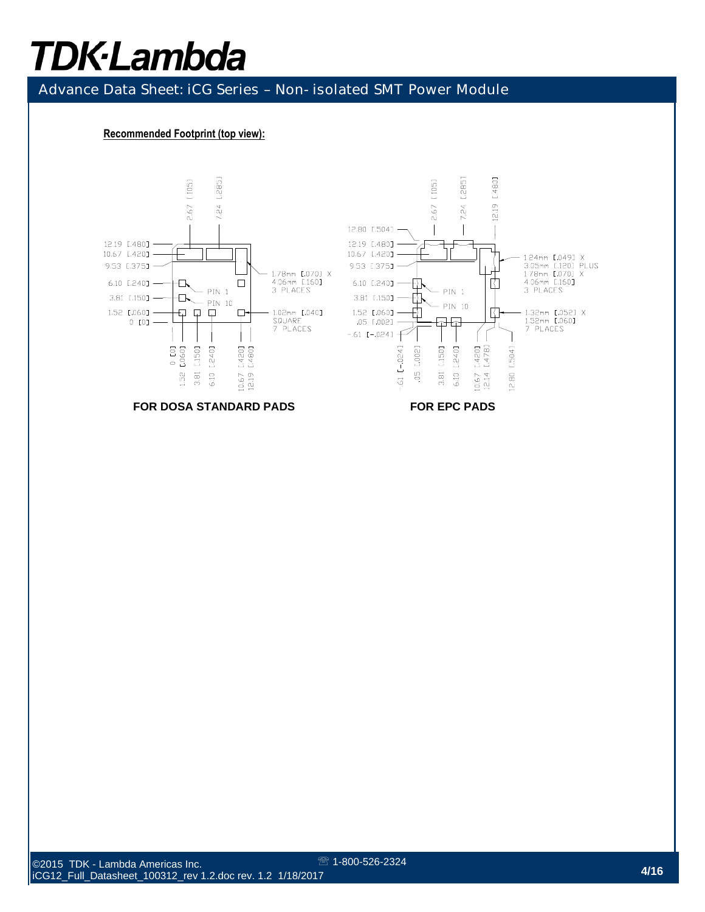**Recommended Footprint (top view):**

FOR DOSA STANDARD PADS

FOR EPC PADS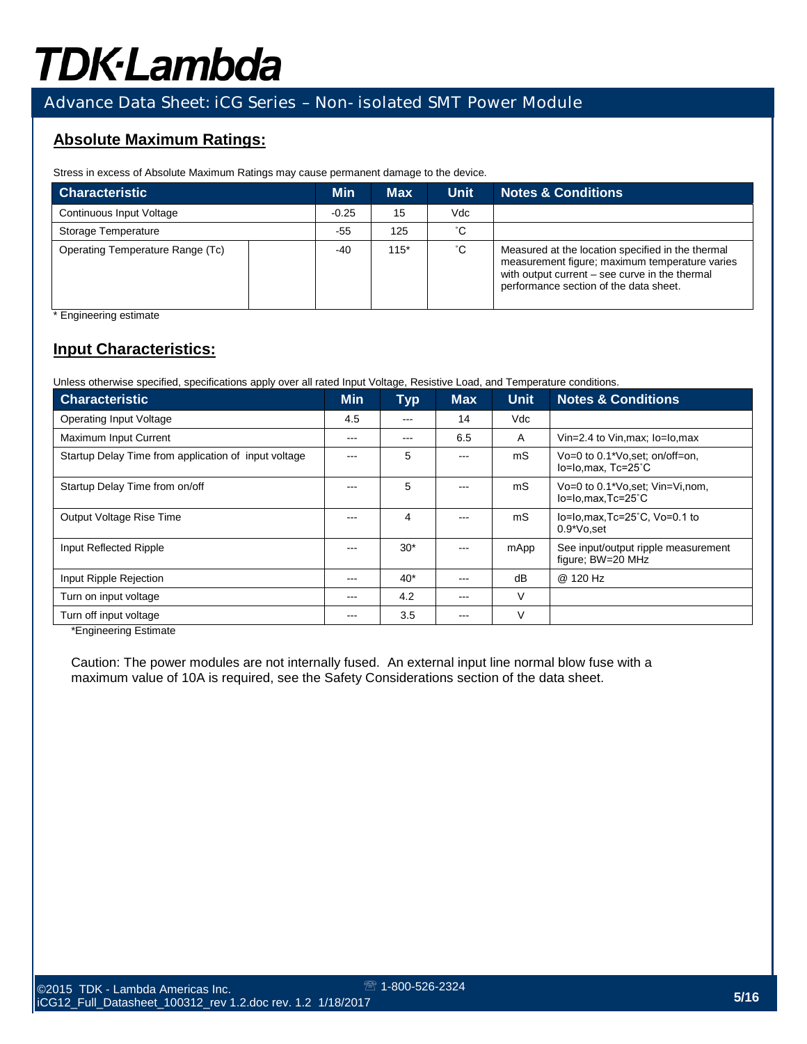## Absolute Maximum Ratings:

Stress in excess of Absolute Maximum Ratings may cause permanent damage to the device.

| Characteristic | Min | Max | Unit | Notes & Conditions |
|---|---|---|---|---|
| Continuous Input Voltage | -0.25 | 15 | Vdc | |
| Storage Temperature | -55 | 125 | ˚C | |
| Operating Temperature Range (Tc) | -40 | 115* | ˚C | Measured at the location specified in the thermal measurement figure; maximum temperature varies with output current – see curve in the thermal performance section of the data sheet. |

* Engineering estimate

## Input Characteristics:

Unless otherwise specified, specifications apply over all rated Input Voltage, Resistive Load, and Temperature conditions.

| Characteristic | Min | Typ | Max | Unit | Notes & Conditions |
|---|---|---|---|---|---|
| Operating Input Voltage | 4.5 | --- | 14 | Vdc | |
| Maximum Input Current | --- | --- | 6.5 | A | Vin=2.4 to Vin,max; Io=Io,max |
| Startup Delay Time from application of input voltage | --- | 5 | --- | mS | Vo=0 to 0.1*Vo,set; on/off=on, Io=Io,max, Tc=25˚C |
| Startup Delay Time from on/off | --- | 5 | --- | mS | Vo=0 to 0.1*Vo,set; Vin=Vi,nom, Io=Io,max,Tc=25˚C |
| Output Voltage Rise Time | --- | 4 | --- | mS | Io=Io,max,Tc=25˚C, Vo=0.1 to 0.9*Vo,set |
| Input Reflected Ripple | --- | 30* | --- | mApp | See input/output ripple measurement figure; BW=20 MHz |
| Input Ripple Rejection | --- | 40* | --- | dB | @ 120 Hz |
| Turn on input voltage | --- | 4.2 | --- | V | |
| Turn off input voltage | --- | 3.5 | --- | V | |

*Engineering Estimate

Caution: The power modules are not internally fused. An external input line normal blow fuse with a maximum value of 10A is required, see the Safety Considerations section of the data sheet.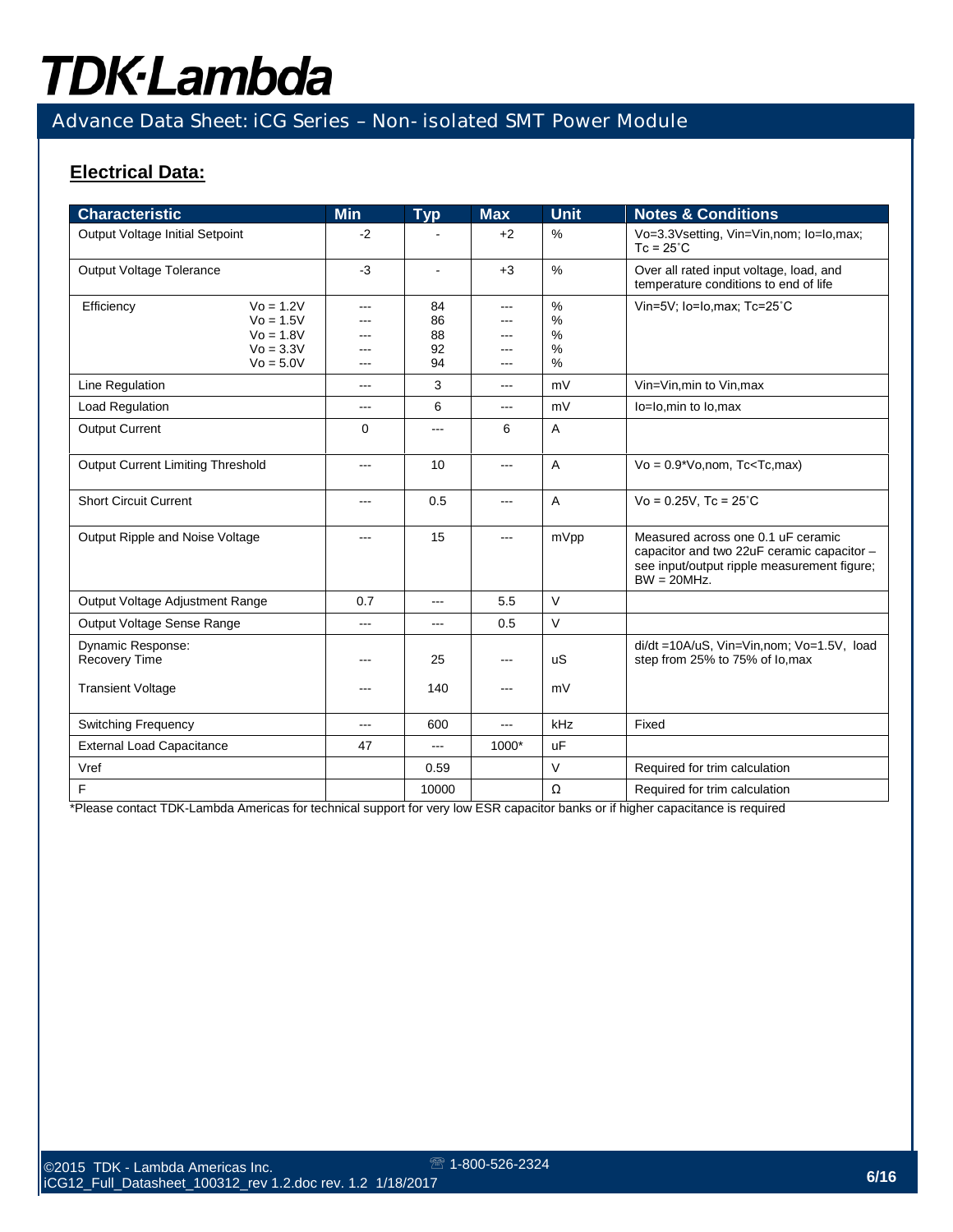## Electrical Data:

| Characteristic | Min | Typ | Max | Unit | Notes & Conditions |
|---|---|---|---|---|---|
| Output Voltage Initial Setpoint | -2 | - | +2 | % | Vo=3.3Vsetting, Vin=Vin,nom; Io=Io,max; Tc = 25˚C |
| Output Voltage Tolerance | -3 | - | +3 | % | Over all rated input voltage, load, and temperature conditions to end of life |
| Efficiency Vo = 1.2V<br>Vo = 1.5V<br>Vo = 1.8V<br>Vo = 3.3V<br>Vo = 5.0V | ---<br>---<br>---<br>---<br>--- | 84<br>86<br>88<br>92<br>94 | ---<br>---<br>---<br>---<br>--- | %<br>%<br>%<br>%<br>% | Vin=5V; Io=Io,max; Tc=25˚C |
| Line Regulation | --- | 3 | --- | mV | Vin=Vin,min to Vin,max |
| Load Regulation | --- | 6 | --- | mV | Io=Io,min to Io,max |
| Output Current | 0 | --- | 6 | A | |
| Output Current Limiting Threshold | --- | 10 | --- | A | Vo = 0.9*Vo,nom, Tc<Tc,max) |
| Short Circuit Current | --- | 0.5 | --- | A | Vo = 0.25V, Tc = 25˚C |
| Output Ripple and Noise Voltage | --- | 15 | --- | mVpp | Measured across one 0.1 uF ceramic capacitor and two 22uF ceramic capacitor – see input/output ripple measurement figure; BW = 20MHz. |
| Output Voltage Adjustment Range | 0.7 | --- | 5.5 | V | |
| Output Voltage Sense Range | --- | --- | 0.5 | V | |
| Dynamic Response:<br>Recovery Time<br><br>Transient Voltage | <br>---<br><br>--- | <br>25<br><br>140 | <br>---<br><br>--- | <br>uS<br><br>mV | di/dt =10A/uS, Vin=Vin,nom; Vo=1.5V, load step from 25% to 75% of Io,max |
| Switching Frequency | --- | 600 | --- | kHz | Fixed |
| External Load Capacitance | 47 | --- | 1000* | uF | |
| Vref | | 0.59 | | V | Required for trim calculation |
| F | | 10000 | | Ω | Required for trim calculation |

*Please contact TDK-Lambda Americas for technical support for very low ESR capacitor banks or if higher capacitance is required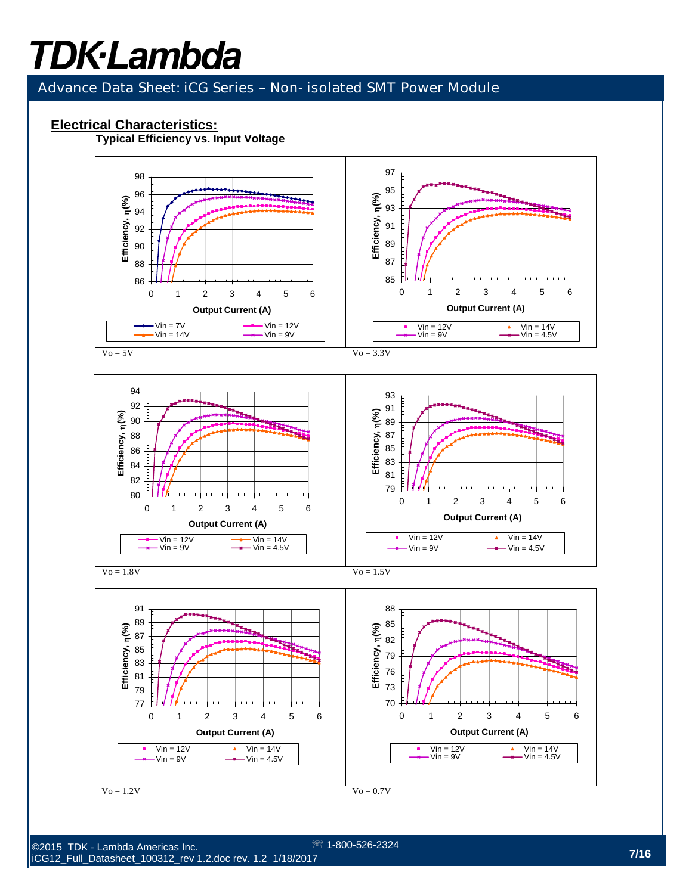## Electrical Characteristics:

**Typical Efficiency vs. Input Voltage**

Vo = 5V

Vo = 3.3V

Vo = 1.8V

Vo = 1.5V

Vo = 1.2V

Vo = 0.7V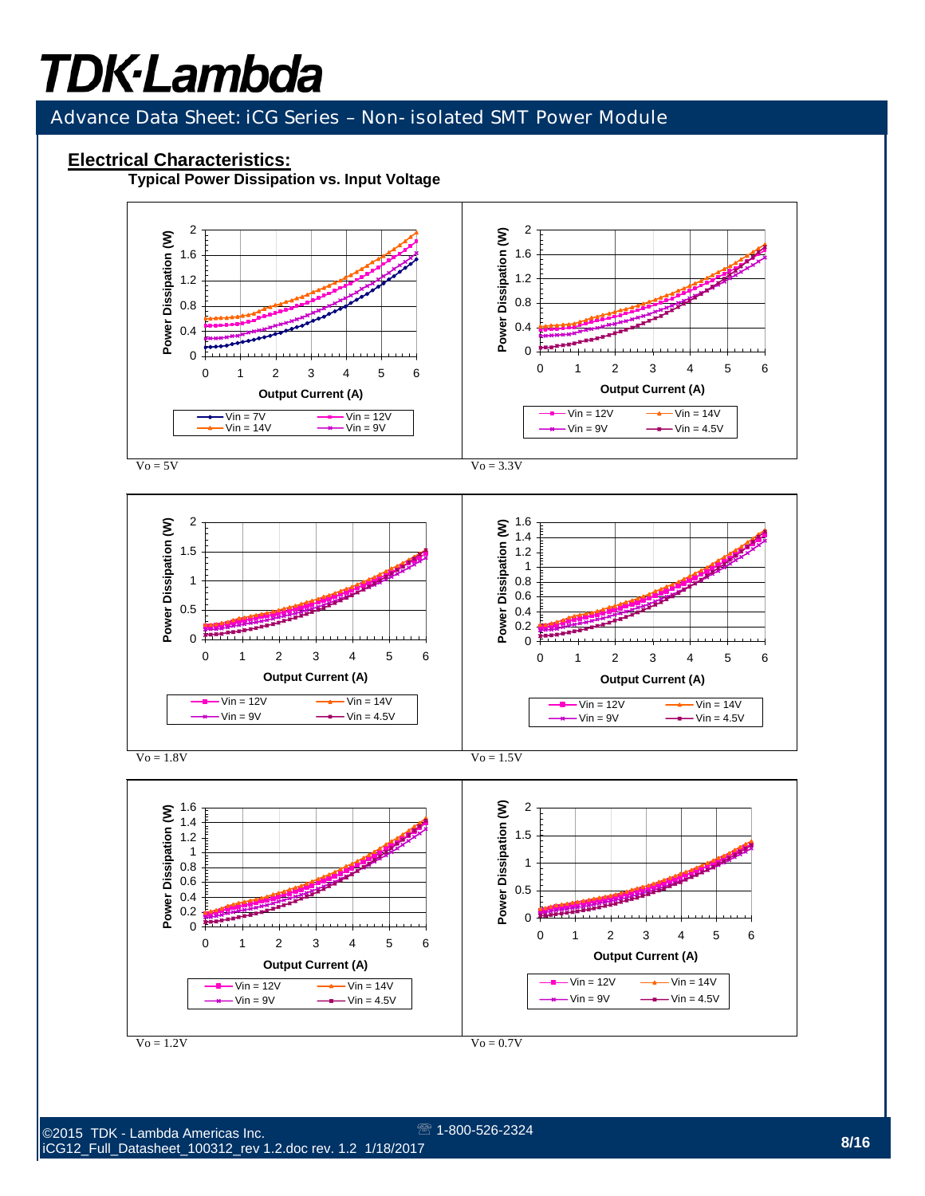## Electrical Characteristics:

**Typical Power Dissipation vs. Input Voltage**

Power Dissipation (W) vs. Output Current (A) — Vin = 7V, Vin = 12V, Vin = 14V, Vin = 9V

Vo = 5V

Power Dissipation (W) vs. Output Current (A) — Vin = 12V, Vin = 14V, Vin = 9V, Vin = 4.5V

Vo = 3.3V

Power Dissipation (W) vs. Output Current (A) — Vin = 12V, Vin = 14V, Vin = 9V, Vin = 4.5V

Vo = 1.8V

Power Dissipation (W) vs. Output Current (A) — Vin = 12V, Vin = 14V, Vin = 9V, Vin = 4.5V

Vo = 1.5V

Power Dissipation (W) vs. Output Current (A) — Vin = 12V, Vin = 14V, Vin = 9V, Vin = 4.5V

Vo = 1.2V

Power Dissipation (W) vs. Output Current (A) — Vin = 12V, Vin = 14V, Vin = 9V, Vin = 4.5V

Vo = 0.7V

©2015 TDK - Lambda Americas Inc.
iCG12_Full_Datasheet_100312_rev 1.2.doc rev. 1.2 1/18/2017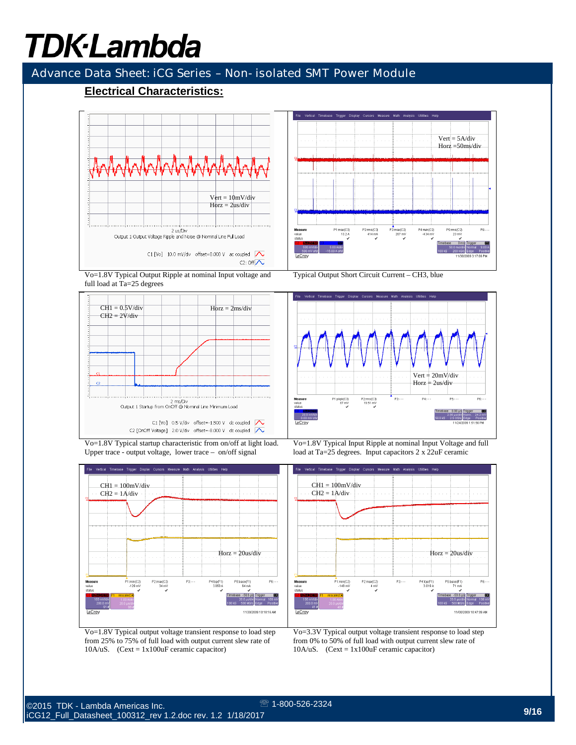## Electrical Characteristics:

Vert = 10mV/div
Horz = 2us/div

Vo=1.8V Typical Output Ripple at nominal Input voltage and full load at Ta=25 degrees

Vert = 5A/div
Horz =50ms/div

Typical Output Short Circuit Current – CH3, blue

CH1 = 0.5V/div
CH2 = 2V/div
Horz = 2ms/div

Vo=1.8V Typical startup characteristic from on/off at light load. Upper trace - output voltage, lower trace – on/off signal

Vert = 20mV/div
Horz = 2us/div

Vo=1.8V Typical Input Ripple at nominal Input Voltage and full load at Ta=25 degrees. Input capacitors 2 x 22uF ceramic

CH1 = 100mV/div
CH2 = 1A/div
Horz = 20us/div

Vo=1.8V Typical output voltage transient response to load step from 25% to 75% of full load with output current slew rate of 10A/uS. (Cext = 1x100uF ceramic capacitor)

CH1 = 100mV/div
CH2 = 1A/div
Horz = 20us/div

Vo=3.3V Typical output voltage transient response to load step from 0% to 50% of full load with output current slew rate of 10A/uS. (Cext = 1x100uF ceramic capacitor)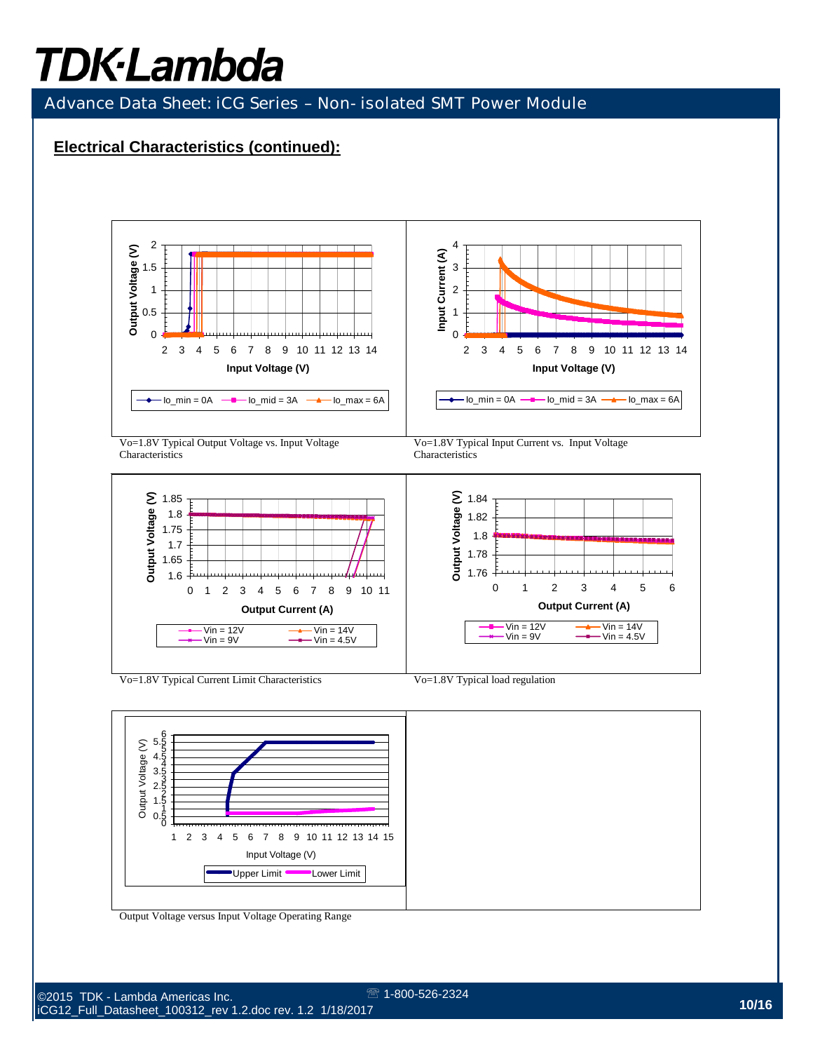# Electrical Characteristics (continued):

Vo=1.8V Typical Output Voltage vs. Input Voltage Characteristics

Vo=1.8V Typical Input Current vs. Input Voltage Characteristics

Vo=1.8V Typical Current Limit Characteristics

Vo=1.8V Typical load regulation

Output Voltage versus Input Voltage Operating Range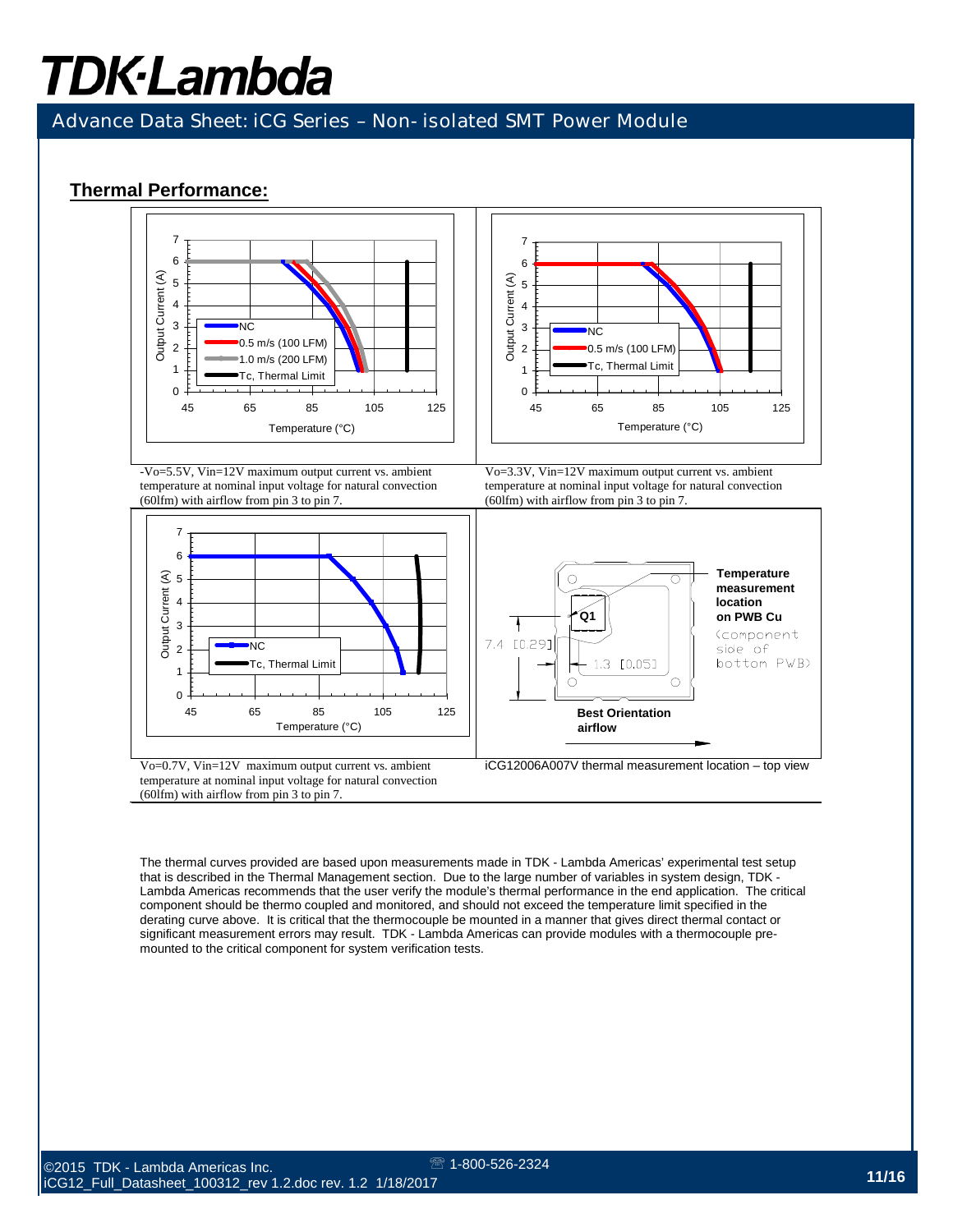## Thermal Performance:

-Vo=5.5V, Vin=12V maximum output current vs. ambient temperature at nominal input voltage for natural convection (60lfm) with airflow from pin 3 to pin 7.

Vo=3.3V, Vin=12V maximum output current vs. ambient temperature at nominal input voltage for natural convection (60lfm) with airflow from pin 3 to pin 7.

Vo=0.7V, Vin=12V maximum output current vs. ambient temperature at nominal input voltage for natural convection (60lfm) with airflow from pin 3 to pin 7.

iCG12006A007V thermal measurement location – top view

The thermal curves provided are based upon measurements made in TDK - Lambda Americas' experimental test setup that is described in the Thermal Management section. Due to the large number of variables in system design, TDK - Lambda Americas recommends that the user verify the module's thermal performance in the end application. The critical component should be thermo coupled and monitored, and should not exceed the temperature limit specified in the derating curve above. It is critical that the thermocouple be mounted in a manner that gives direct thermal contact or significant measurement errors may result. TDK - Lambda Americas can provide modules with a thermocouple pre-mounted to the critical component for system verification tests.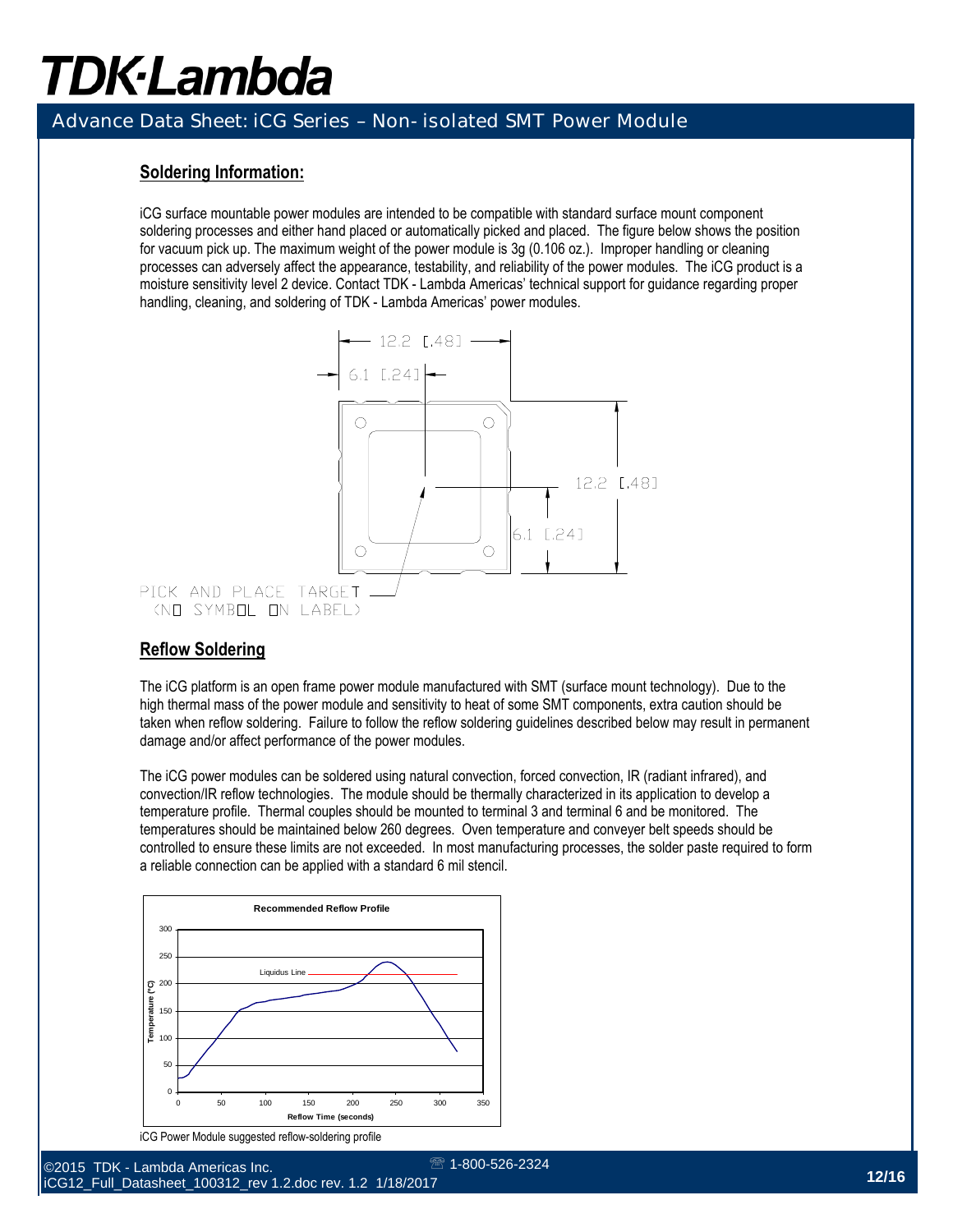## Soldering Information:

iCG surface mountable power modules are intended to be compatible with standard surface mount component soldering processes and either hand placed or automatically picked and placed. The figure below shows the position for vacuum pick up. The maximum weight of the power module is 3g (0.106 oz.). Improper handling or cleaning processes can adversely affect the appearance, testability, and reliability of the power modules. The iCG product is a moisture sensitivity level 2 device. Contact TDK - Lambda Americas' technical support for guidance regarding proper handling, cleaning, and soldering of TDK - Lambda Americas' power modules.

12.2 [.48]
6.1 [.24]
12.2 [.48]
6.1 [.24]

PICK AND PLACE TARGET
(NO SYMBOL ON LABEL)

## Reflow Soldering

The iCG platform is an open frame power module manufactured with SMT (surface mount technology). Due to the high thermal mass of the power module and sensitivity to heat of some SMT components, extra caution should be taken when reflow soldering. Failure to follow the reflow soldering guidelines described below may result in permanent damage and/or affect performance of the power modules.

The iCG power modules can be soldered using natural convection, forced convection, IR (radiant infrared), and convection/IR reflow technologies. The module should be thermally characterized in its application to develop a temperature profile. Thermal couples should be mounted to terminal 3 and terminal 6 and be monitored. The temperatures should be maintained below 260 degrees. Oven temperature and conveyer belt speeds should be controlled to ensure these limits are not exceeded. In most manufacturing processes, the solder paste required to form a reliable connection can be applied with a standard 6 mil stencil.

Recommended Reflow Profile

iCG Power Module suggested reflow-soldering profile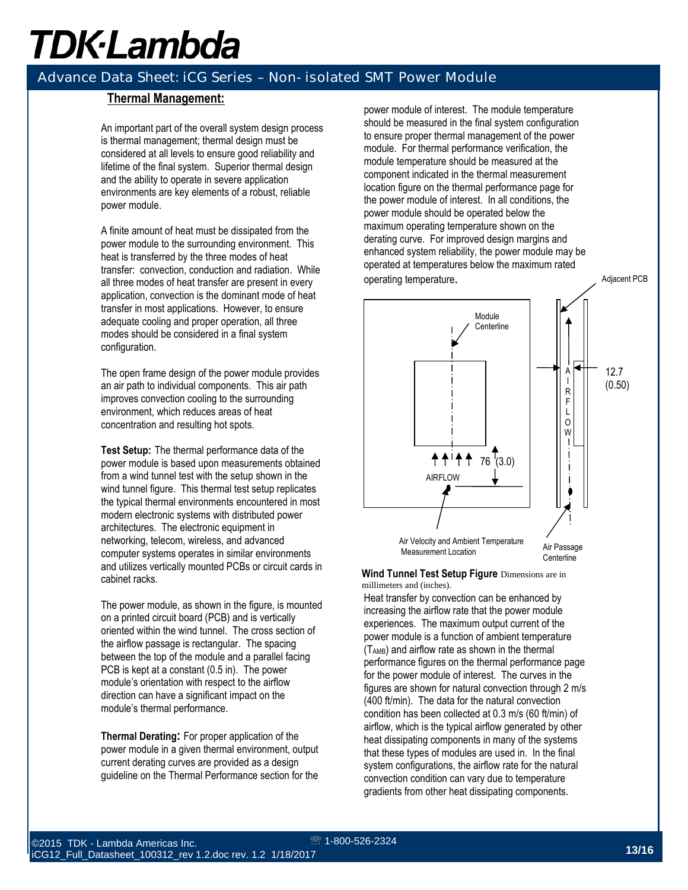## Thermal Management:

An important part of the overall system design process is thermal management; thermal design must be considered at all levels to ensure good reliability and lifetime of the final system. Superior thermal design and the ability to operate in severe application environments are key elements of a robust, reliable power module.

A finite amount of heat must be dissipated from the power module to the surrounding environment. This heat is transferred by the three modes of heat transfer: convection, conduction and radiation. While all three modes of heat transfer are present in every application, convection is the dominant mode of heat transfer in most applications. However, to ensure adequate cooling and proper operation, all three modes should be considered in a final system configuration.

The open frame design of the power module provides an air path to individual components. This air path improves convection cooling to the surrounding environment, which reduces areas of heat concentration and resulting hot spots.

**Test Setup:** The thermal performance data of the power module is based upon measurements obtained from a wind tunnel test with the setup shown in the wind tunnel figure. This thermal test setup replicates the typical thermal environments encountered in most modern electronic systems with distributed power architectures. The electronic equipment in networking, telecom, wireless, and advanced computer systems operates in similar environments and utilizes vertically mounted PCBs or circuit cards in cabinet racks.

The power module, as shown in the figure, is mounted on a printed circuit board (PCB) and is vertically oriented within the wind tunnel. The cross section of the airflow passage is rectangular. The spacing between the top of the module and a parallel facing PCB is kept at a constant (0.5 in). The power module's orientation with respect to the airflow direction can have a significant impact on the module's thermal performance.

**Thermal Derating:** For proper application of the power module in a given thermal environment, output current derating curves are provided as a design guideline on the Thermal Performance section for the power module of interest. The module temperature should be measured in the final system configuration to ensure proper thermal management of the power module. For thermal performance verification, the module temperature should be measured at the component indicated in the thermal measurement location figure on the thermal performance page for the power module of interest. In all conditions, the power module should be operated below the maximum operating temperature shown on the derating curve. For improved design margins and enhanced system reliability, the power module may be operated at temperatures below the maximum rated operating temperature.

Adjacent PCB

Module Centerline

AIRFLOW

76 (3.0)

12.7 (0.50)

Air Velocity and Ambient Temperature Measurement Location

Air Passage Centerline

**Wind Tunnel Test Setup Figure** Dimensions are in millimeters and (inches).

Heat transfer by convection can be enhanced by increasing the airflow rate that the power module experiences. The maximum output current of the power module is a function of ambient temperature ($T_{AMB}$) and airflow rate as shown in the thermal performance figures on the thermal performance page for the power module of interest. The curves in the figures are shown for natural convection through 2 m/s (400 ft/min). The data for the natural convection condition has been collected at 0.3 m/s (60 ft/min) of airflow, which is the typical airflow generated by other heat dissipating components in many of the systems that these types of modules are used in. In the final system configurations, the airflow rate for the natural convection condition can vary due to temperature gradients from other heat dissipating components.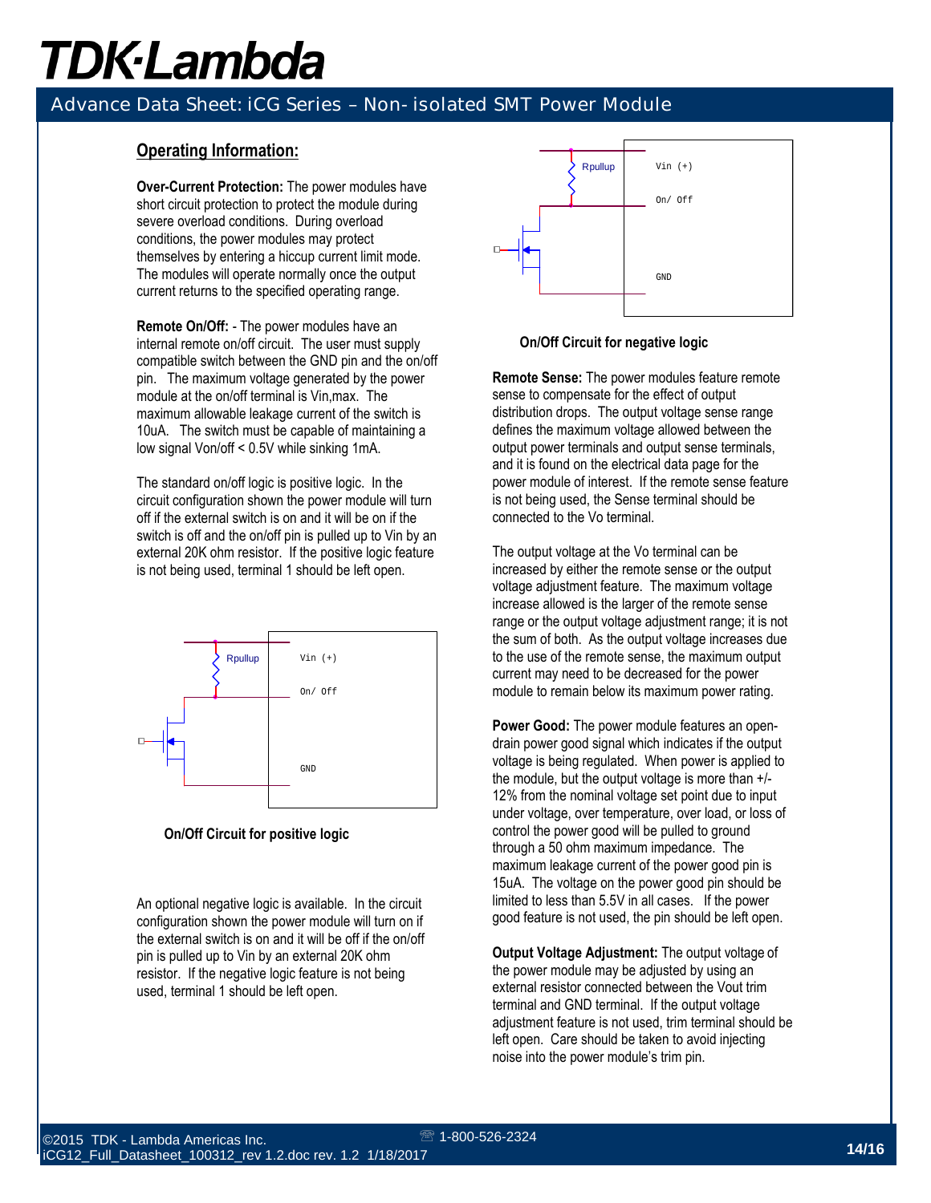## Operating Information:

**Over-Current Protection:** The power modules have short circuit protection to protect the module during severe overload conditions. During overload conditions, the power modules may protect themselves by entering a hiccup current limit mode. The modules will operate normally once the output current returns to the specified operating range.

**Remote On/Off:** - The power modules have an internal remote on/off circuit. The user must supply compatible switch between the GND pin and the on/off pin. The maximum voltage generated by the power module at the on/off terminal is Vin,max. The maximum allowable leakage current of the switch is 10uA. The switch must be capable of maintaining a low signal Von/off < 0.5V while sinking 1mA.

The standard on/off logic is positive logic. In the circuit configuration shown the power module will turn off if the external switch is on and it will be on if the switch is off and the on/off pin is pulled up to Vin by an external 20K ohm resistor. If the positive logic feature is not being used, terminal 1 should be left open.

Rpullup

Vin (+)

On/ Off

GND

**On/Off Circuit for positive logic**

An optional negative logic is available. In the circuit configuration shown the power module will turn on if the external switch is on and it will be off if the on/off pin is pulled up to Vin by an external 20K ohm resistor. If the negative logic feature is not being used, terminal 1 should be left open.

Rpullup

Vin (+)

On/ Off

GND

**On/Off Circuit for negative logic**

**Remote Sense:** The power modules feature remote sense to compensate for the effect of output distribution drops. The output voltage sense range defines the maximum voltage allowed between the output power terminals and output sense terminals, and it is found on the electrical data page for the power module of interest. If the remote sense feature is not being used, the Sense terminal should be connected to the Vo terminal.

The output voltage at the Vo terminal can be increased by either the remote sense or the output voltage adjustment feature. The maximum voltage increase allowed is the larger of the remote sense range or the output voltage adjustment range; it is not the sum of both. As the output voltage increases due to the use of the remote sense, the maximum output current may need to be decreased for the power module to remain below its maximum power rating.

**Power Good:** The power module features an open-drain power good signal which indicates if the output voltage is being regulated. When power is applied to the module, but the output voltage is more than +/- 12% from the nominal voltage set point due to input under voltage, over temperature, over load, or loss of control the power good will be pulled to ground through a 50 ohm maximum impedance. The maximum leakage current of the power good pin is 15uA. The voltage on the power good pin should be limited to less than 5.5V in all cases. If the power good feature is not used, the pin should be left open.

**Output Voltage Adjustment:** The output voltage of the power module may be adjusted by using an external resistor connected between the Vout trim terminal and GND terminal. If the output voltage adjustment feature is not used, trim terminal should be left open. Care should be taken to avoid injecting noise into the power module's trim pin.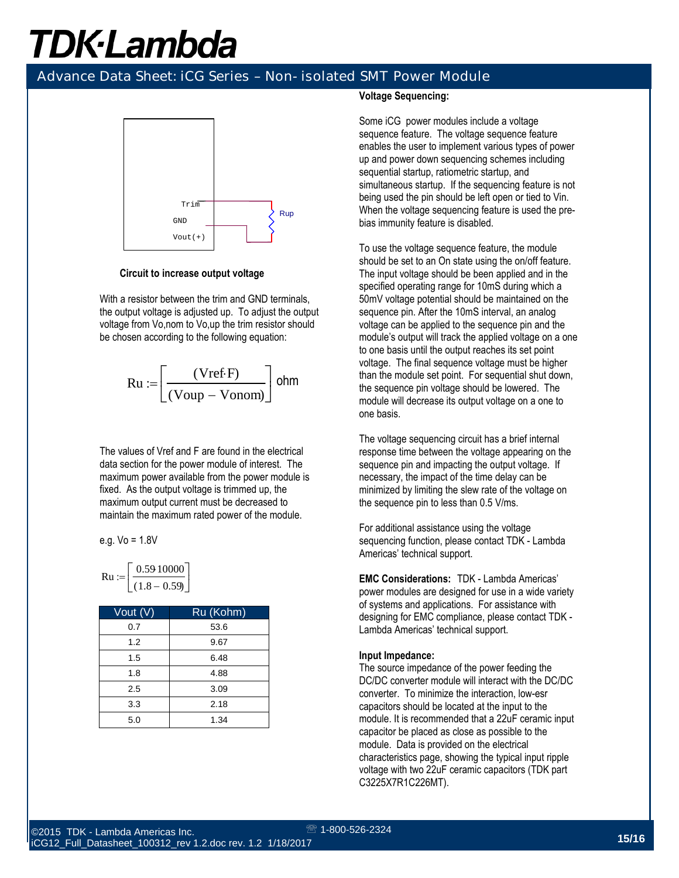Trim
GND
Vout(+)
Rup

**Circuit to increase output voltage**

With a resistor between the trim and GND terminals, the output voltage is adjusted up. To adjust the output voltage from Vo,nom to Vo,up the trim resistor should be chosen according to the following equation:

$$Ru := \left[ \frac{(Vref \cdot F)}{(Voup - Vonom)} \right] \text{ohm}$$

The values of Vref and F are found in the electrical data section for the power module of interest. The maximum power available from the power module is fixed. As the output voltage is trimmed up, the maximum output current must be decreased to maintain the maximum rated power of the module.

e.g. Vo = 1.8V

$$Ru := \left[ \frac{0.59 \cdot 10000}{(1.8 - 0.59)} \right]$$

| Vout (V) | Ru (Kohm) |
|---|---|
| 0.7 | 53.6 |
| 1.2 | 9.67 |
| 1.5 | 6.48 |
| 1.8 | 4.88 |
| 2.5 | 3.09 |
| 3.3 | 2.18 |
| 5.0 | 1.34 |

**Voltage Sequencing:**

Some iCG power modules include a voltage sequence feature. The voltage sequence feature enables the user to implement various types of power up and power down sequencing schemes including sequential startup, ratiometric startup, and simultaneous startup. If the sequencing feature is not being used the pin should be left open or tied to Vin. When the voltage sequencing feature is used the pre-bias immunity feature is disabled.

To use the voltage sequence feature, the module should be set to an On state using the on/off feature. The input voltage should be been applied and in the specified operating range for 10mS during which a 50mV voltage potential should be maintained on the sequence pin. After the 10mS interval, an analog voltage can be applied to the sequence pin and the module's output will track the applied voltage on a one to one basis until the output reaches its set point voltage. The final sequence voltage must be higher than the module set point. For sequential shut down, the sequence pin voltage should be lowered. The module will decrease its output voltage on a one to one basis.

The voltage sequencing circuit has a brief internal response time between the voltage appearing on the sequence pin and impacting the output voltage. If necessary, the impact of the time delay can be minimized by limiting the slew rate of the voltage on the sequence pin to less than 0.5 V/ms.

For additional assistance using the voltage sequencing function, please contact TDK - Lambda Americas' technical support.

**EMC Considerations:** TDK - Lambda Americas' power modules are designed for use in a wide variety of systems and applications. For assistance with designing for EMC compliance, please contact TDK - Lambda Americas' technical support.

**Input Impedance:**
The source impedance of the power feeding the DC/DC converter module will interact with the DC/DC converter. To minimize the interaction, low-esr capacitors should be located at the input to the module. It is recommended that a 22uF ceramic input capacitor be placed as close as possible to the module. Data is provided on the electrical characteristics page, showing the typical input ripple voltage with two 22uF ceramic capacitors (TDK part C3225X7R1C226MT).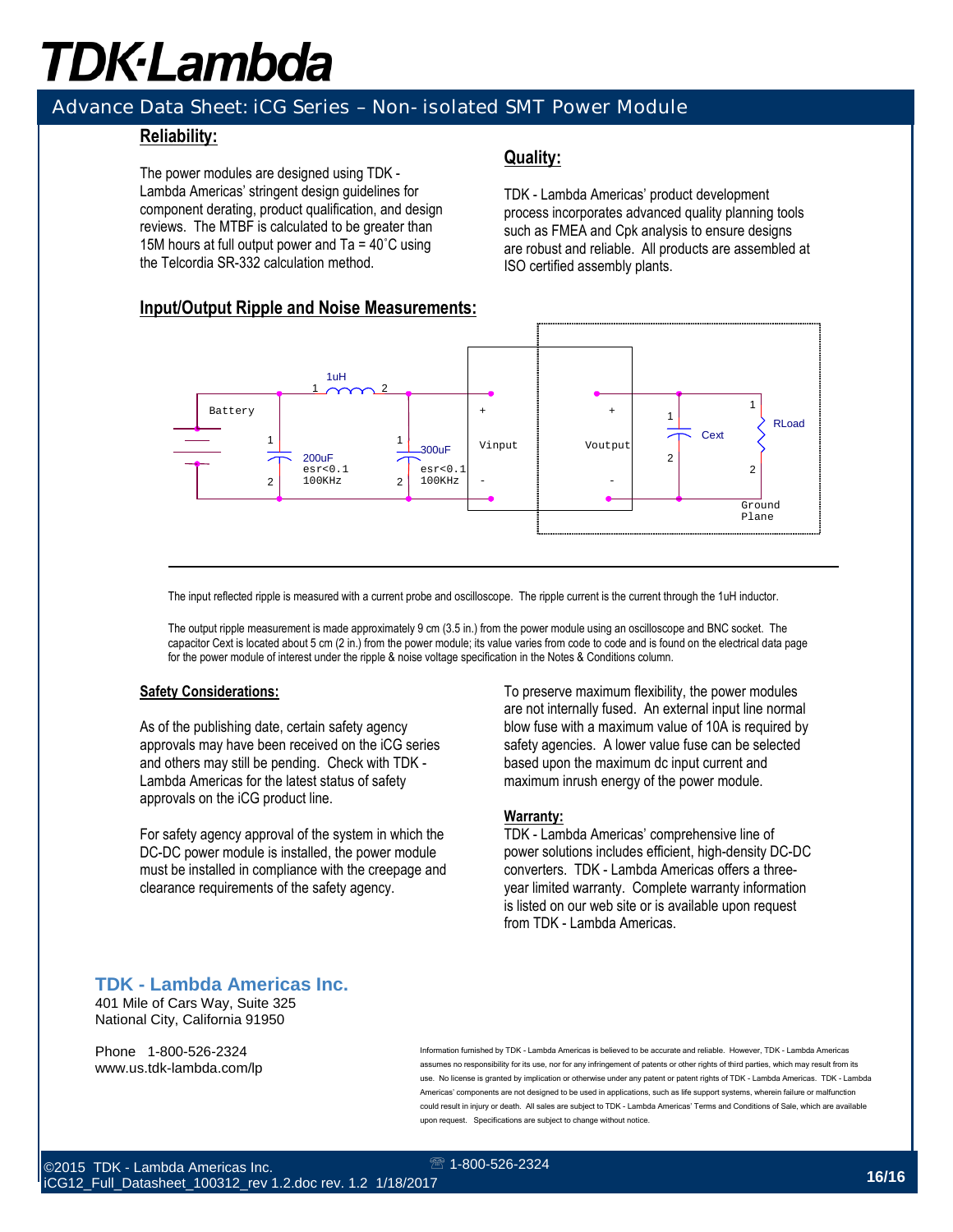# TDK·Lambda

## Advance Data Sheet: iCG Series – Non-isolated SMT Power Module

### Reliability:

The power modules are designed using TDK - Lambda Americas' stringent design guidelines for component derating, product qualification, and design reviews. The MTBF is calculated to be greater than 15M hours at full output power and Ta = 40˚C using the Telcordia SR-332 calculation method.

### Quality:

TDK - Lambda Americas' product development process incorporates advanced quality planning tools such as FMEA and Cpk analysis to ensure designs are robust and reliable. All products are assembled at ISO certified assembly plants.

### Input/Output Ripple and Noise Measurements:

1uH
1
2
Battery
1
2
200uF
esr<0.1
100KHz
1
2
300uF
esr<0.1
100KHz
+
Vinput
-
+
Voutput
-
1
2
Cext
1
2
RLoad
Ground
Plane

The input reflected ripple is measured with a current probe and oscilloscope. The ripple current is the current through the 1uH inductor.

The output ripple measurement is made approximately 9 cm (3.5 in.) from the power module using an oscilloscope and BNC socket. The capacitor Cext is located about 5 cm (2 in.) from the power module; its value varies from code to code and is found on the electrical data page for the power module of interest under the ripple & noise voltage specification in the Notes & Conditions column.

### Safety Considerations:

As of the publishing date, certain safety agency approvals may have been received on the iCG series and others may still be pending. Check with TDK - Lambda Americas for the latest status of safety approvals on the iCG product line.

For safety agency approval of the system in which the DC-DC power module is installed, the power module must be installed in compliance with the creepage and clearance requirements of the safety agency.

To preserve maximum flexibility, the power modules are not internally fused. An external input line normal blow fuse with a maximum value of 10A is required by safety agencies. A lower value fuse can be selected based upon the maximum dc input current and maximum inrush energy of the power module.

### Warranty:

TDK - Lambda Americas' comprehensive line of power solutions includes efficient, high-density DC-DC converters. TDK - Lambda Americas offers a three-year limited warranty. Complete warranty information is listed on our web site or is available upon request from TDK - Lambda Americas.

**TDK - Lambda Americas Inc.**
401 Mile of Cars Way, Suite 325
National City, California 91950

Phone 1-800-526-2324
www.us.tdk-lambda.com/lp

Information furnished by TDK - Lambda Americas is believed to be accurate and reliable. However, TDK - Lambda Americas assumes no responsibility for its use, nor for any infringement of patents or other rights of third parties, which may result from its use. No license is granted by implication or otherwise under any patent or patent rights of TDK - Lambda Americas. TDK - Lambda Americas' components are not designed to be used in applications, such as life support systems, wherein failure or malfunction could result in injury or death. All sales are subject to TDK - Lambda Americas' Terms and Conditions of Sale, which are available upon request. Specifications are subject to change without notice.

©2015 TDK - Lambda Americas Inc.
iCG12_Full_Datasheet_100312_rev 1.2.doc rev. 1.2 1/18/2017
☏ 1-800-526-2324